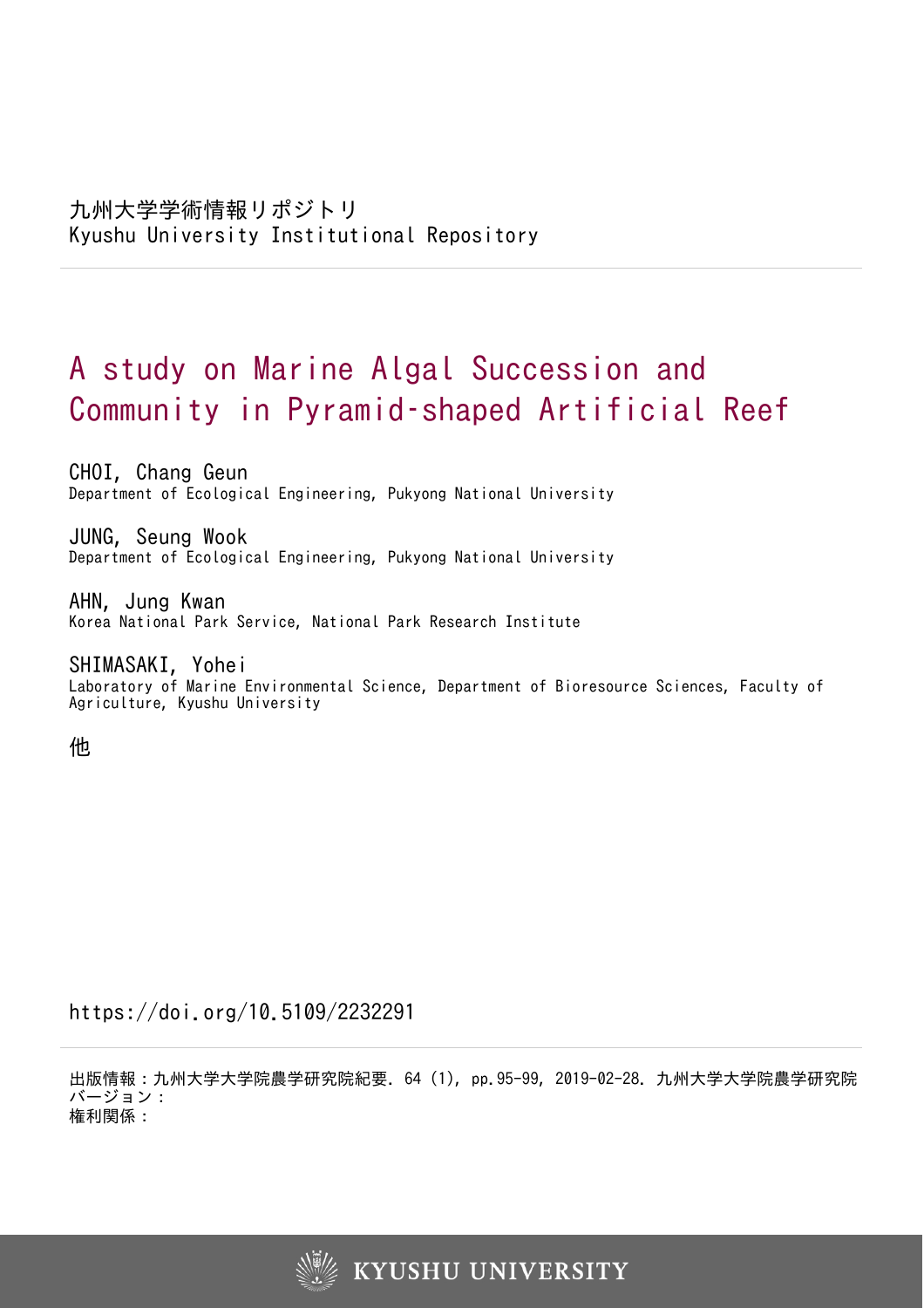九州大学学術情報リポジトリ
Kyushu University Institutional Repository

# A study on Marine Algal Succession and Community in Pyramid-shaped Artificial Reef

CHOI, Chang Geun
Department of Ecological Engineering, Pukyong National University

JUNG, Seung Wook
Department of Ecological Engineering, Pukyong National University

AHN, Jung Kwan
Korea National Park Service, National Park Research Institute

SHIMASAKI, Yohei
Laboratory of Marine Environmental Science, Department of Bioresource Sciences, Faculty of Agriculture, Kyushu University

他

https://doi.org/10.5109/2232291

出版情報：九州大学大学院農学研究院紀要. 64 (1), pp.95-99, 2019-02-28. 九州大学大学院農学研究院
バージョン：
権利関係：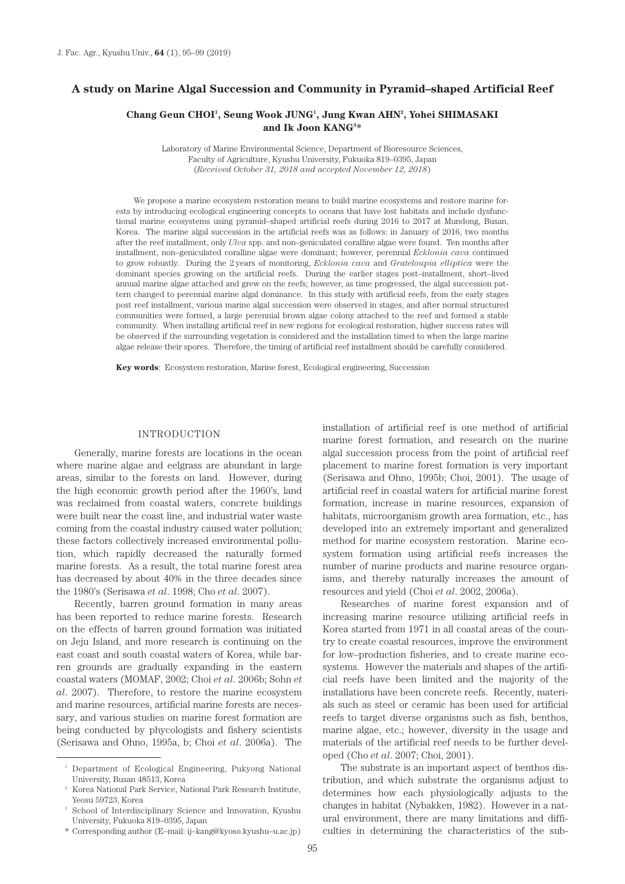# A study on Marine Algal Succession and Community in Pyramid–shaped Artificial Reef

**Chang Geun CHOI[1], Seung Wook JUNG[1], Jung Kwan AHN[2], Yohei SHIMASAKI and Ik Joon KANG[3]***

Laboratory of Marine Environmental Science, Department of Bioresource Sciences, Faculty of Agriculture, Kyushu University, Fukuoka 819–0395, Japan
(*Received October 31, 2018 and accepted November 12, 2018*)

We propose a marine ecosystem restoration means to build marine ecosystems and restore marine forests by introducing ecological engineering concepts to oceans that have lost habitats and include dysfunctional marine ecosystems using pyramid–shaped artificial reefs during 2016 to 2017 at Mundong, Busan, Korea. The marine algal succession in the artificial reefs was as follows: in January of 2016, two months after the reef installment, only *Ulva* spp. and non–geniculated coralline algae were found. Ten months after installment, non–geniculated coralline algae were dominant; however, perennial *Ecklonia cava* continued to grow robustly. During the 2 years of monitoring, *Ecklonia cava* and *Grateloupia elliptica* were the dominant species growing on the artificial reefs. During the earlier stages post–installment, short–lived annual marine algae attached and grew on the reefs; however, as time progressed, the algal succession pattern changed to perennial marine algal dominance. In this study with artificial reefs, from the early stages post reef installment, various marine algal succession were observed in stages, and after normal structured communities were formed, a large perennial brown algae colony attached to the reef and formed a stable community. When installing artificial reef in new regions for ecological restoration, higher success rates will be observed if the surrounding vegetation is considered and the installation timed to when the large marine algae release their spores. Therefore, the timing of artificial reef installment should be carefully considered.

**Key words**: Ecosystem restoration, Marine forest, Ecological engineering, Succession

## INTRODUCTION

Generally, marine forests are locations in the ocean where marine algae and eelgrass are abundant in large areas, similar to the forests on land. However, during the high economic growth period after the 1960's, land was reclaimed from coastal waters, concrete buildings were built near the coast line, and industrial water waste coming from the coastal industry caused water pollution; these factors collectively increased environmental pollution, which rapidly decreased the naturally formed marine forests. As a result, the total marine forest area has decreased by about 40% in the three decades since the 1980's (Serisawa *et al*. 1998; Cho *et al*. 2007).

Recently, barren ground formation in many areas has been reported to reduce marine forests. Research on the effects of barren ground formation was initiated on Jeju Island, and more research is continuing on the east coast and south coastal waters of Korea, while barren grounds are gradually expanding in the eastern coastal waters (MOMAF, 2002; Choi *et al*. 2006b; Sohn *et al*. 2007). Therefore, to restore the marine ecosystem and marine resources, artificial marine forests are necessary, and various studies on marine forest formation are being conducted by phycologists and fishery scientists (Serisawa and Ohno, 1995a, b; Choi *et al*. 2006a). The installation of artificial reef is one method of artificial marine forest formation, and research on the marine algal succession process from the point of artificial reef placement to marine forest formation is very important (Serisawa and Ohno, 1995b; Choi, 2001). The usage of artificial reef in coastal waters for artificial marine forest formation, increase in marine resources, expansion of habitats, microorganism growth area formation, etc., has developed into an extremely important and generalized method for marine ecosystem restoration. Marine ecosystem formation using artificial reefs increases the number of marine products and marine resource organisms, and thereby naturally increases the amount of resources and yield (Choi *et al*. 2002, 2006a).

Researches of marine forest expansion and of increasing marine resource utilizing artificial reefs in Korea started from 1971 in all coastal areas of the country to create coastal resources, improve the environment for low–production fisheries, and to create marine ecosystems. However the materials and shapes of the artificial reefs have been limited and the majority of the installations have been concrete reefs. Recently, materials such as steel or ceramic has been used for artificial reefs to target diverse organisms such as fish, benthos, marine algae, etc.; however, diversity in the usage and materials of the artificial reef needs to be further developed (Cho *et al*. 2007; Choi, 2001).

The substrate is an important aspect of benthos distribution, and which substrate the organisms adjust to determines how each physiologically adjusts to the changes in habitat (Nybakken, 1982). However in a natural environment, there are many limitations and difficulties in determining the characteristics of the sub-

---

[1] Department of Ecological Engineering, Pukyong National University, Busan 48513, Korea

[2] Korea National Park Service, National Park Research Institute, Yeosu 59723, Korea

[3] School of Interdisciplinary Science and Innovation, Kyushu University, Fukuoka 819–0395, Japan

\* Corresponding author (E–mail: ij–kang@kyoso.kyushu–u.ac.jp)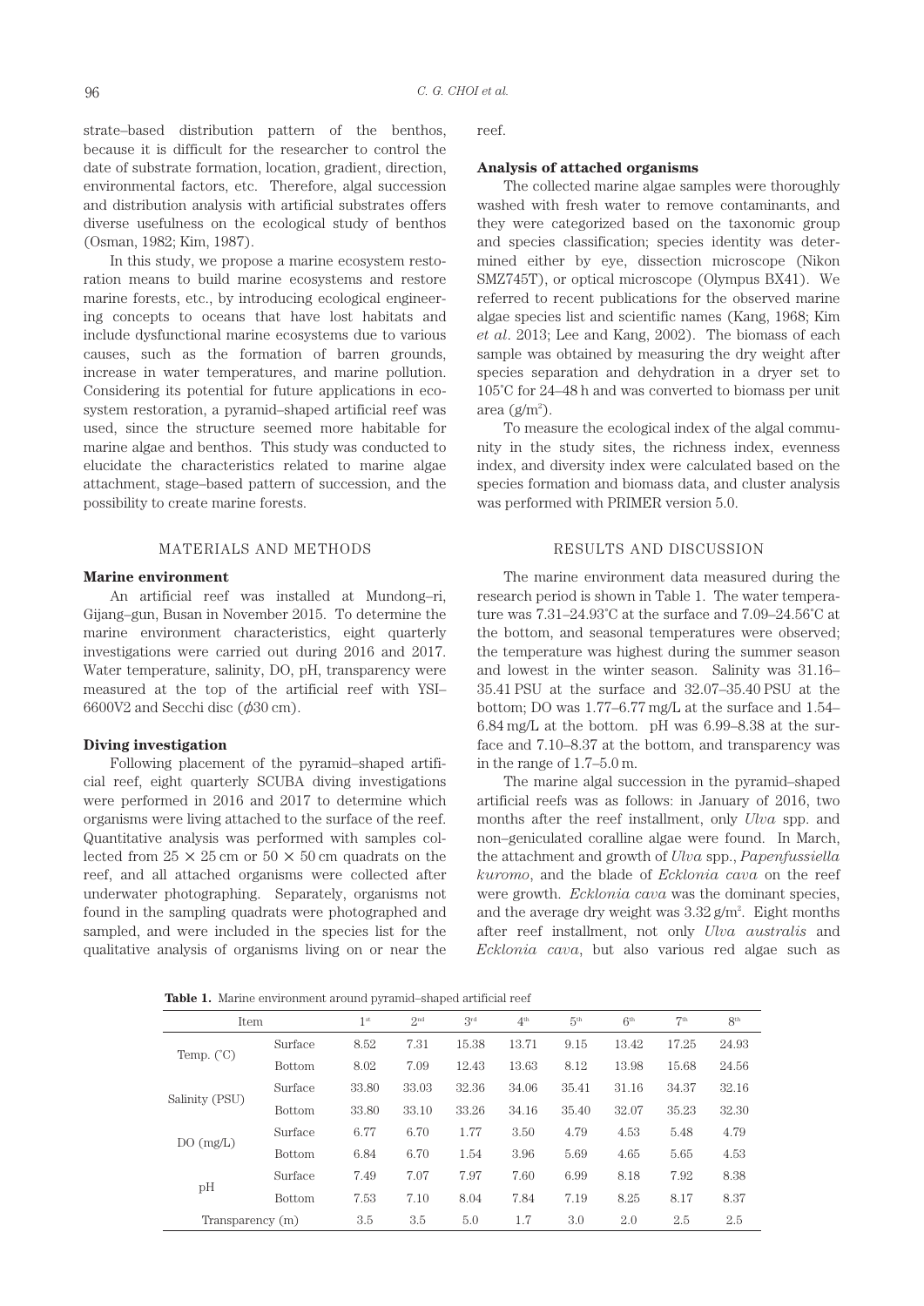strate–based distribution pattern of the benthos, because it is difficult for the researcher to control the date of substrate formation, location, gradient, direction, environmental factors, etc. Therefore, algal succession and distribution analysis with artificial substrates offers diverse usefulness on the ecological study of benthos (Osman, 1982; Kim, 1987).

In this study, we propose a marine ecosystem restoration means to build marine ecosystems and restore marine forests, etc., by introducing ecological engineering concepts to oceans that have lost habitats and include dysfunctional marine ecosystems due to various causes, such as the formation of barren grounds, increase in water temperatures, and marine pollution. Considering its potential for future applications in ecosystem restoration, a pyramid–shaped artificial reef was used, since the structure seemed more habitable for marine algae and benthos. This study was conducted to elucidate the characteristics related to marine algae attachment, stage–based pattern of succession, and the possibility to create marine forests.

## MATERIALS AND METHODS

### Marine environment

An artificial reef was installed at Mundong–ri, Gijang–gun, Busan in November 2015. To determine the marine environment characteristics, eight quarterly investigations were carried out during 2016 and 2017. Water temperature, salinity, DO, pH, transparency were measured at the top of the artificial reef with YSI–6600V2 and Secchi disc ($\phi$30 cm).

### Diving investigation

Following placement of the pyramid–shaped artificial reef, eight quarterly SCUBA diving investigations were performed in 2016 and 2017 to determine which organisms were living attached to the surface of the reef. Quantitative analysis was performed with samples collected from 25 × 25 cm or 50 × 50 cm quadrats on the reef, and all attached organisms were collected after underwater photographing. Separately, organisms not found in the sampling quadrats were photographed and sampled, and were included in the species list for the qualitative analysis of organisms living on or near the reef.

### Analysis of attached organisms

The collected marine algae samples were thoroughly washed with fresh water to remove contaminants, and they were categorized based on the taxonomic group and species classification; species identity was determined either by eye, dissection microscope (Nikon SMZ745T), or optical microscope (Olympus BX41). We referred to recent publications for the observed marine algae species list and scientific names (Kang, 1968; Kim *et al*. 2013; Lee and Kang, 2002). The biomass of each sample was obtained by measuring the dry weight after species separation and dehydration in a dryer set to 105°C for 24–48 h and was converted to biomass per unit area (g/m$^2$).

To measure the ecological index of the algal community in the study sites, the richness index, evenness index, and diversity index were calculated based on the species formation and biomass data, and cluster analysis was performed with PRIMER version 5.0.

## RESULTS AND DISCUSSION

The marine environment data measured during the research period is shown in Table 1. The water temperature was 7.31–24.93°C at the surface and 7.09–24.56°C at the bottom, and seasonal temperatures were observed; the temperature was highest during the summer season and lowest in the winter season. Salinity was 31.16–35.41 PSU at the surface and 32.07–35.40 PSU at the bottom; DO was 1.77–6.77 mg/L at the surface and 1.54–6.84 mg/L at the bottom. pH was 6.99–8.38 at the surface and 7.10–8.37 at the bottom, and transparency was in the range of 1.7–5.0 m.

The marine algal succession in the pyramid–shaped artificial reefs was as follows: in January of 2016, two months after the reef installment, only *Ulva* spp. and non–geniculated coralline algae were found. In March, the attachment and growth of *Ulva* spp., *Papenfussiella kuromo*, and the blade of *Ecklonia cava* on the reef were growth. *Ecklonia cava* was the dominant species, and the average dry weight was 3.32 g/m$^2$. Eight months after reef installment, not only *Ulva australis* and *Ecklonia cava*, but also various red algae such as

**Table 1.** Marine environment around pyramid–shaped artificial reef

| Item | | 1st | 2nd | 3rd | 4th | 5th | 6th | 7th | 8th |
|---|---|---|---|---|---|---|---|---|---|
| Temp. (°C) | Surface | 8.52 | 7.31 | 15.38 | 13.71 | 9.15 | 13.42 | 17.25 | 24.93 |
| | Bottom | 8.02 | 7.09 | 12.43 | 13.63 | 8.12 | 13.98 | 15.68 | 24.56 |
| Salinity (PSU) | Surface | 33.80 | 33.03 | 32.36 | 34.06 | 35.41 | 31.16 | 34.37 | 32.16 |
| | Bottom | 33.80 | 33.10 | 33.26 | 34.16 | 35.40 | 32.07 | 35.23 | 32.30 |
| DO (mg/L) | Surface | 6.77 | 6.70 | 1.77 | 3.50 | 4.79 | 4.53 | 5.48 | 4.79 |
| | Bottom | 6.84 | 6.70 | 1.54 | 3.96 | 5.69 | 4.65 | 5.65 | 4.53 |
| pH | Surface | 7.49 | 7.07 | 7.97 | 7.60 | 6.99 | 8.18 | 7.92 | 8.38 |
| | Bottom | 7.53 | 7.10 | 8.04 | 7.84 | 7.19 | 8.25 | 8.17 | 8.37 |
| Transparency (m) | | 3.5 | 3.5 | 5.0 | 1.7 | 3.0 | 2.0 | 2.5 | 2.5 |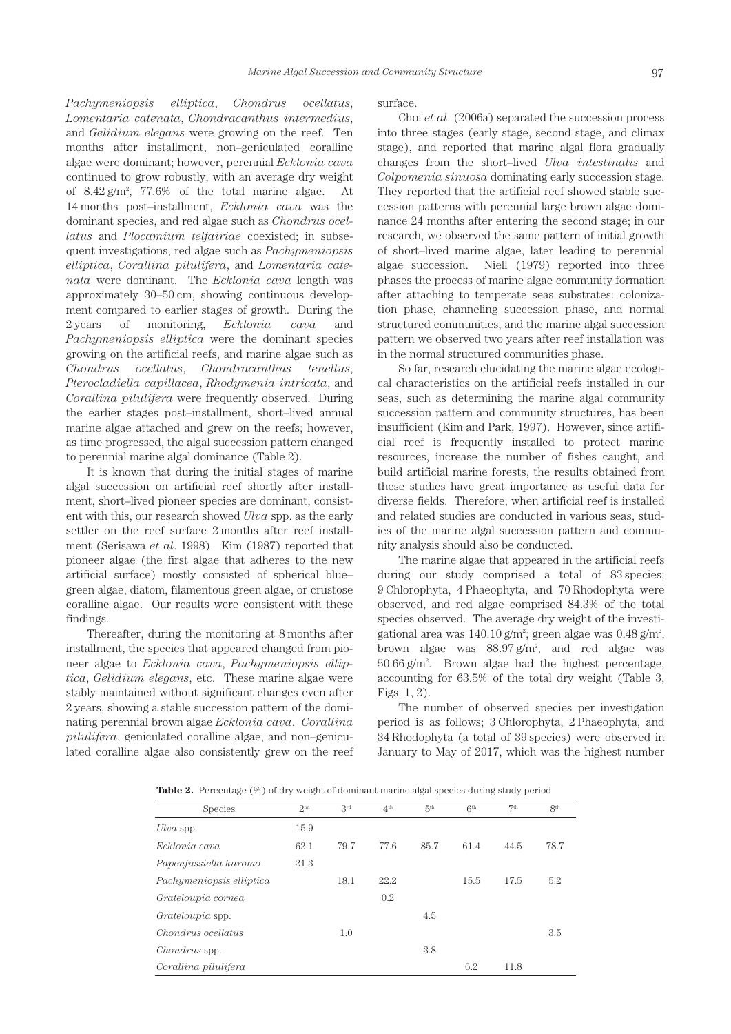*Pachymeniopsis elliptica*, *Chondrus ocellatus*, *Lomentaria catenata*, *Chondracanthus intermedius*, and *Gelidium elegans* were growing on the reef. Ten months after installment, non–geniculated coralline algae were dominant; however, perennial *Ecklonia cava* continued to grow robustly, with an average dry weight of 8.42 g/m$^2$, 77.6% of the total marine algae. At 14 months post–installment, *Ecklonia cava* was the dominant species, and red algae such as *Chondrus ocellatus* and *Plocamium telfairiae* coexisted; in subsequent investigations, red algae such as *Pachymeniopsis elliptica*, *Corallina pilulifera*, and *Lomentaria catenata* were dominant. The *Ecklonia cava* length was approximately 30–50 cm, showing continuous development compared to earlier stages of growth. During the 2 years of monitoring, *Ecklonia cava* and *Pachymeniopsis elliptica* were the dominant species growing on the artificial reefs, and marine algae such as *Chondrus ocellatus*, *Chondracanthus tenellus*, *Pterocladiella capillacea*, *Rhodymenia intricata*, and *Corallina pilulifera* were frequently observed. During the earlier stages post–installment, short–lived annual marine algae attached and grew on the reefs; however, as time progressed, the algal succession pattern changed to perennial marine algal dominance (Table 2).

It is known that during the initial stages of marine algal succession on artificial reef shortly after installment, short–lived pioneer species are dominant; consistent with this, our research showed *Ulva* spp. as the early settler on the reef surface 2 months after reef installment (Serisawa *et al*. 1998). Kim (1987) reported that pioneer algae (the first algae that adheres to the new artificial surface) mostly consisted of spherical blue–green algae, diatom, filamentous green algae, or crustose coralline algae. Our results were consistent with these findings.

Thereafter, during the monitoring at 8 months after installment, the species that appeared changed from pioneer algae to *Ecklonia cava*, *Pachymeniopsis elliptica*, *Gelidium elegans*, etc. These marine algae were stably maintained without significant changes even after 2 years, showing a stable succession pattern of the dominating perennial brown algae *Ecklonia cava*. *Corallina pilulifera*, geniculated coralline algae, and non–geniculated coralline algae also consistently grew on the reef surface.

Choi *et al*. (2006a) separated the succession process into three stages (early stage, second stage, and climax stage), and reported that marine algal flora gradually changes from the short–lived *Ulva intestinalis* and *Colpomenia sinuosa* dominating early succession stage. They reported that the artificial reef showed stable succession patterns with perennial large brown algae dominance 24 months after entering the second stage; in our research, we observed the same pattern of initial growth of short–lived marine algae, later leading to perennial algae succession. Niell (1979) reported into three phases the process of marine algae community formation after attaching to temperate seas substrates: colonization phase, channeling succession phase, and normal structured communities, and the marine algal succession pattern we observed two years after reef installation was in the normal structured communities phase.

So far, research elucidating the marine algae ecological characteristics on the artificial reefs installed in our seas, such as determining the marine algal community succession pattern and community structures, has been insufficient (Kim and Park, 1997). However, since artificial reef is frequently installed to protect marine resources, increase the number of fishes caught, and build artificial marine forests, the results obtained from these studies have great importance as useful data for diverse fields. Therefore, when artificial reef is installed and related studies are conducted in various seas, studies of the marine algal succession pattern and community analysis should also be conducted.

The marine algae that appeared in the artificial reefs during our study comprised a total of 83 species; 9 Chlorophyta, 4 Phaeophyta, and 70 Rhodophyta were observed, and red algae comprised 84.3% of the total species observed. The average dry weight of the investigational area was 140.10 g/m$^2$; green algae was 0.48 g/m$^2$, brown algae was 88.97 g/m$^2$, and red algae was 50.66 g/m$^2$. Brown algae had the highest percentage, accounting for 63.5% of the total dry weight (Table 3, Figs. 1, 2).

The number of observed species per investigation period is as follows; 3 Chlorophyta, 2 Phaeophyta, and 34 Rhodophyta (a total of 39 species) were observed in January to May of 2017, which was the highest number

**Table 2.** Percentage (%) of dry weight of dominant marine algal species during study period

| Species | 2nd | 3rd | 4th | 5th | 6th | 7th | 8th |
|---|---|---|---|---|---|---|---|
| *Ulva* spp. | 15.9 | | | | | | |
| *Ecklonia cava* | 62.1 | 79.7 | 77.6 | 85.7 | 61.4 | 44.5 | 78.7 |
| *Papenfussiella kuromo* | 21.3 | | | | | | |
| *Pachymeniopsis elliptica* | | 18.1 | 22.2 | | 15.5 | 17.5 | 5.2 |
| *Grateloupia cornea* | | | 0.2 | | | | |
| *Grateloupia* spp. | | | | 4.5 | | | |
| *Chondrus ocellatus* | | 1.0 | | | | | 3.5 |
| *Chondrus* spp. | | | | 3.8 | | | |
| *Corallina pilulifera* | | | | | 6.2 | 11.8 | |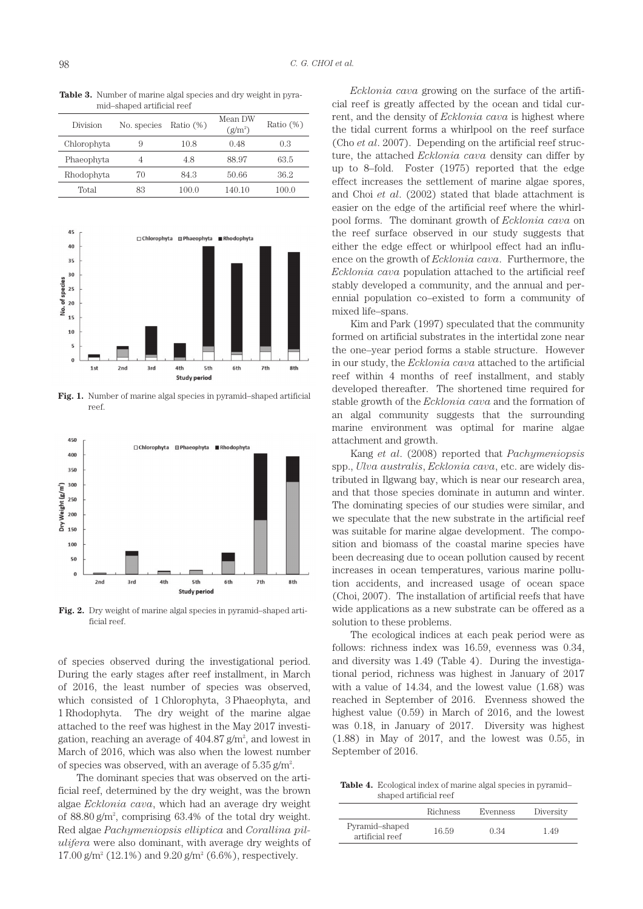**Table 3.** Number of marine algal species and dry weight in pyramid–shaped artificial reef

| Division | No. species | Ratio (%) | Mean DW ($g/m^2$) | Ratio (%) |
|---|---|---|---|---|
| Chlorophyta | 9 | 10.8 | 0.48 | 0.3 |
| Phaeophyta | 4 | 4.8 | 88.97 | 63.5 |
| Rhodophyta | 70 | 84.3 | 50.66 | 36.2 |
| Total | 83 | 100.0 | 140.10 | 100.0 |

**Fig. 1.** Number of marine algal species in pyramid–shaped artificial reef.

**Fig. 2.** Dry weight of marine algal species in pyramid–shaped artificial reef.

of species observed during the investigational period. During the early stages after reef installment, in March of 2016, the least number of species was observed, which consisted of 1 Chlorophyta, 3 Phaeophyta, and 1 Rhodophyta. The dry weight of the marine algae attached to the reef was highest in the May 2017 investigation, reaching an average of 404.87 $g/m^2$, and lowest in March of 2016, which was also when the lowest number of species was observed, with an average of 5.35 $g/m^2$.

The dominant species that was observed on the artificial reef, determined by the dry weight, was the brown algae *Ecklonia cava*, which had an average dry weight of 88.80 $g/m^2$, comprising 63.4% of the total dry weight. Red algae *Pachymeniopsis elliptica* and *Corallina pilulifera* were also dominant, with average dry weights of 17.00 $g/m^2$ (12.1%) and 9.20 $g/m^2$ (6.6%), respectively.

*Ecklonia cava* growing on the surface of the artificial reef is greatly affected by the ocean and tidal current, and the density of *Ecklonia cava* is highest where the tidal current forms a whirlpool on the reef surface (Cho *et al*. 2007). Depending on the artificial reef structure, the attached *Ecklonia cava* density can differ by up to 8–fold. Foster (1975) reported that the edge effect increases the settlement of marine algae spores, and Choi *et al*. (2002) stated that blade attachment is easier on the edge of the artificial reef where the whirlpool forms. The dominant growth of *Ecklonia cava* on the reef surface observed in our study suggests that either the edge effect or whirlpool effect had an influence on the growth of *Ecklonia cava*. Furthermore, the *Ecklonia cava* population attached to the artificial reef stably developed a community, and the annual and perennial population co–existed to form a community of mixed life–spans.

Kim and Park (1997) speculated that the community formed on artificial substrates in the intertidal zone near the one–year period forms a stable structure. However in our study, the *Ecklonia cava* attached to the artificial reef within 4 months of reef installment, and stably developed thereafter. The shortened time required for stable growth of the *Ecklonia cava* and the formation of an algal community suggests that the surrounding marine environment was optimal for marine algae attachment and growth.

Kang *et al*. (2008) reported that *Pachymeniopsis* spp., *Ulva australis*, *Ecklonia cava*, etc. are widely distributed in Ilgwang bay, which is near our research area, and that those species dominate in autumn and winter. The dominating species of our studies were similar, and we speculate that the new substrate in the artificial reef was suitable for marine algae development. The composition and biomass of the coastal marine species have been decreasing due to ocean pollution caused by recent increases in ocean temperatures, various marine pollution accidents, and increased usage of ocean space (Choi, 2007). The installation of artificial reefs that have wide applications as a new substrate can be offered as a solution to these problems.

The ecological indices at each peak period were as follows: richness index was 16.59, evenness was 0.34, and diversity was 1.49 (Table 4). During the investigational period, richness was highest in January of 2017 with a value of 14.34, and the lowest value (1.68) was reached in September of 2016. Evenness showed the highest value (0.59) in March of 2016, and the lowest was 0.18, in January of 2017. Diversity was highest (1.88) in May of 2017, and the lowest was 0.55, in September of 2016.

**Table 4.** Ecological index of marine algal species in pyramid–shaped artificial reef

| | Richness | Evenness | Diversity |
|---|---|---|---|
| Pyramid–shaped artificial reef | 16.59 | 0.34 | 1.49 |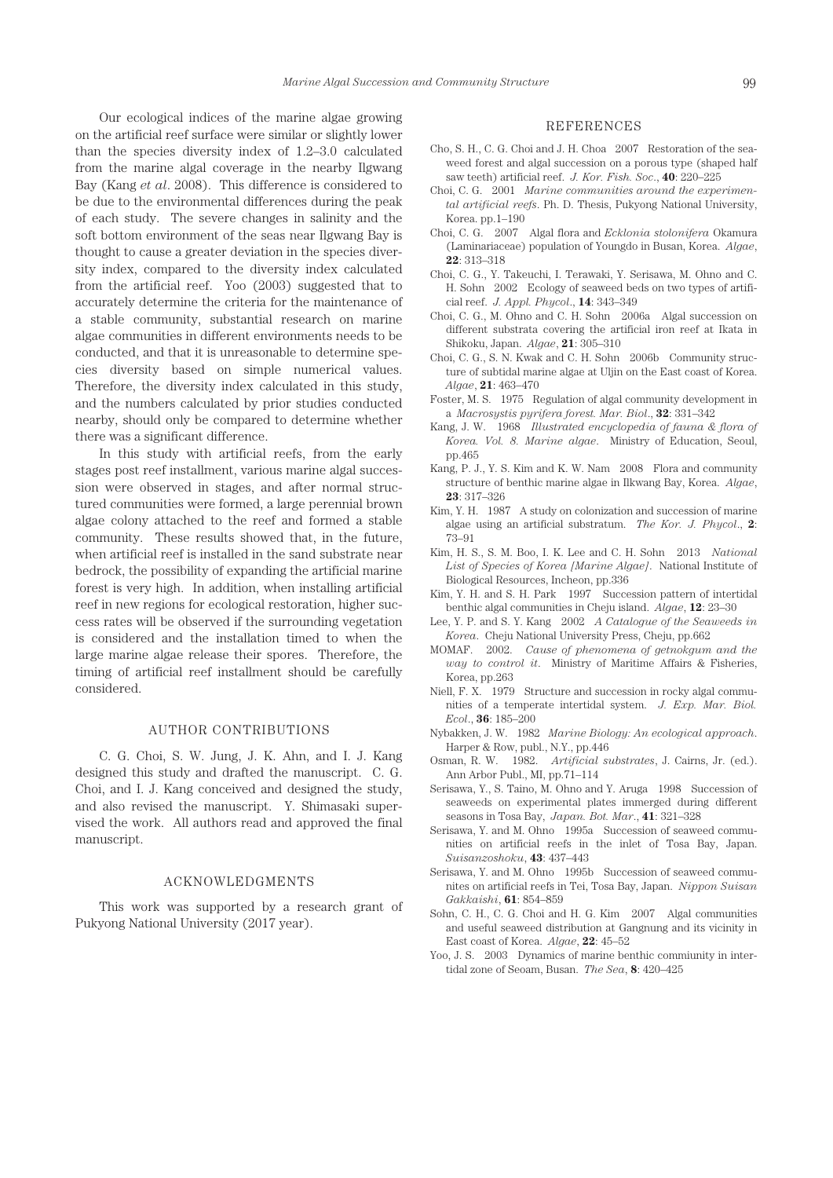Our ecological indices of the marine algae growing on the artificial reef surface were similar or slightly lower than the species diversity index of 1.2–3.0 calculated from the marine algal coverage in the nearby Ilgwang Bay (Kang *et al*. 2008). This difference is considered to be due to the environmental differences during the peak of each study. The severe changes in salinity and the soft bottom environment of the seas near Ilgwang Bay is thought to cause a greater deviation in the species diversity index, compared to the diversity index calculated from the artificial reef. Yoo (2003) suggested that to accurately determine the criteria for the maintenance of a stable community, substantial research on marine algae communities in different environments needs to be conducted, and that it is unreasonable to determine species diversity based on simple numerical values. Therefore, the diversity index calculated in this study, and the numbers calculated by prior studies conducted nearby, should only be compared to determine whether there was a significant difference.

In this study with artificial reefs, from the early stages post reef installment, various marine algal succession were observed in stages, and after normal structured communities were formed, a large perennial brown algae colony attached to the reef and formed a stable community. These results showed that, in the future, when artificial reef is installed in the sand substrate near bedrock, the possibility of expanding the artificial marine forest is very high. In addition, when installing artificial reef in new regions for ecological restoration, higher success rates will be observed if the surrounding vegetation is considered and the installation timed to when the large marine algae release their spores. Therefore, the timing of artificial reef installment should be carefully considered.

## AUTHOR CONTRIBUTIONS

C. G. Choi, S. W. Jung, J. K. Ahn, and I. J. Kang designed this study and drafted the manuscript. C. G. Choi, and I. J. Kang conceived and designed the study, and also revised the manuscript. Y. Shimasaki supervised the work. All authors read and approved the final manuscript.

## ACKNOWLEDGMENTS

This work was supported by a research grant of Pukyong National University (2017 year).

## REFERENCES

Cho, S. H., C. G. Choi and J. H. Choa 2007 Restoration of the seaweed forest and algal succession on a porous type (shaped half saw teeth) artificial reef. *J. Kor. Fish. Soc*., **40**: 220–225

Choi, C. G. 2001 *Marine communities around the experimental artificial reefs*. Ph. D. Thesis, Pukyong National University, Korea. pp.1–190

Choi, C. G. 2007 Algal flora and *Ecklonia stolonifera* Okamura (Laminariaceae) population of Youngdo in Busan, Korea. *Algae*, **22**: 313–318

Choi, C. G., Y. Takeuchi, I. Terawaki, Y. Serisawa, M. Ohno and C. H. Sohn 2002 Ecology of seaweed beds on two types of artificial reef. *J. Appl. Phycol*., **14**: 343–349

Choi, C. G., M. Ohno and C. H. Sohn 2006a Algal succession on different substrata covering the artificial iron reef at Ikata in Shikoku, Japan. *Algae*, **21**: 305–310

Choi, C. G., S. N. Kwak and C. H. Sohn 2006b Community structure of subtidal marine algae at Uljin on the East coast of Korea. *Algae*, **21**: 463–470

Foster, M. S. 1975 Regulation of algal community development in a *Macrosystis pyrifera forest. Mar. Biol*., **32**: 331–342

Kang, J. W. 1968 *Illustrated encyclopedia of fauna & flora of Korea. Vol. 8. Marine algae*. Ministry of Education, Seoul, pp.465

Kang, P. J., Y. S. Kim and K. W. Nam 2008 Flora and community structure of benthic marine algae in Ilkwang Bay, Korea. *Algae*, **23**: 317–326

Kim, Y. H. 1987 A study on colonization and succession of marine algae using an artificial substratum. *The Kor. J. Phycol*., **2**: 73–91

Kim, H. S., S. M. Boo, I. K. Lee and C. H. Sohn 2013 *National List of Species of Korea [Marine Algae]*. National Institute of Biological Resources, Incheon, pp.336

Kim, Y. H. and S. H. Park 1997 Succession pattern of intertidal benthic algal communities in Cheju island. *Algae*, **12**: 23–30

Lee, Y. P. and S. Y. Kang 2002 *A Catalogue of the Seaweeds in Korea*. Cheju National University Press, Cheju, pp.662

MOMAF. 2002. *Cause of phenomena of getnokgum and the way to control it*. Ministry of Maritime Affairs & Fisheries, Korea, pp.263

Niell, F. X. 1979 Structure and succession in rocky algal communities of a temperate intertidal system. *J. Exp. Mar. Biol. Ecol*., **36**: 185–200

Nybakken, J. W. 1982 *Marine Biology: An ecological approach*. Harper & Row, publ., N.Y., pp.446

Osman, R. W. 1982. *Artificial substrates*, J. Cairns, Jr. (ed.). Ann Arbor Publ., MI, pp.71–114

Serisawa, Y., S. Taino, M. Ohno and Y. Aruga 1998 Succession of seaweeds on experimental plates immerged during different seasons in Tosa Bay, *Japan. Bot. Mar*., **41**: 321–328

Serisawa, Y. and M. Ohno 1995a Succession of seaweed communities on artificial reefs in the inlet of Tosa Bay, Japan. *Suisanzoshoku*, **43**: 437–443

Serisawa, Y. and M. Ohno 1995b Succession of seaweed communites on artificial reefs in Tei, Tosa Bay, Japan. *Nippon Suisan Gakkaishi*, **61**: 854–859

Sohn, C. H., C. G. Choi and H. G. Kim 2007 Algal communities and useful seaweed distribution at Gangnung and its vicinity in East coast of Korea. *Algae*, **22**: 45–52

Yoo, J. S. 2003 Dynamics of marine benthic commiunity in intertidal zone of Seoam, Busan. *The Sea*, **8**: 420–425